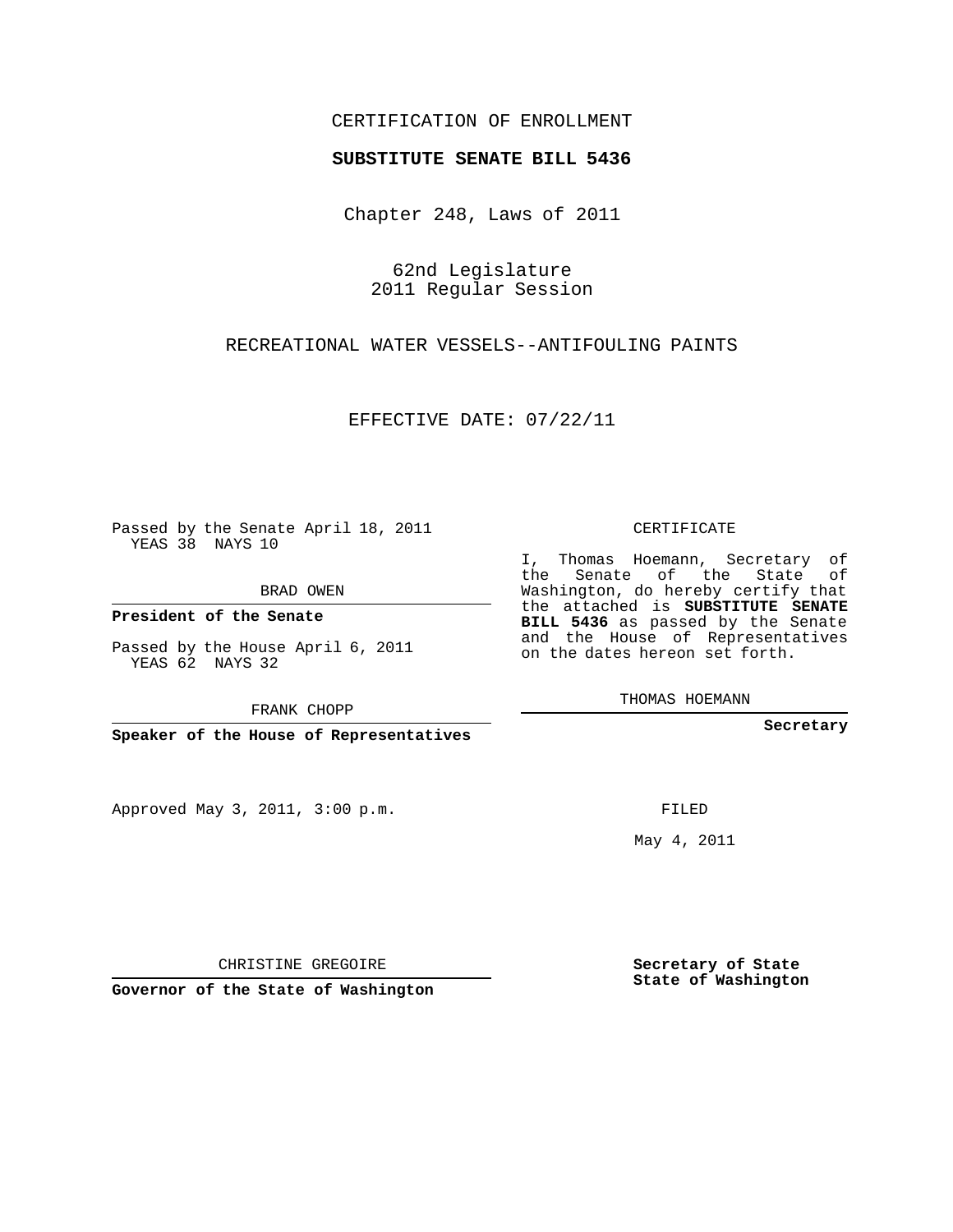CERTIFICATION OF ENROLLMENT

**SUBSTITUTE SENATE BILL 5436**

Chapter 248, Laws of 2011

62nd Legislature
2011 Regular Session

RECREATIONAL WATER VESSELS--ANTIFOULING PAINTS

EFFECTIVE DATE: 07/22/11

Passed by the Senate April 18, 2011
YEAS 38 NAYS 10

BRAD OWEN

**President of the Senate**

Passed by the House April 6, 2011
YEAS 62 NAYS 32

FRANK CHOPP

**Speaker of the House of Representatives**

Approved May 3, 2011, 3:00 p.m.

CHRISTINE GREGOIRE

**Governor of the State of Washington**

CERTIFICATE

I, Thomas Hoemann, Secretary of the Senate of the State of Washington, do hereby certify that the attached is **SUBSTITUTE SENATE BILL 5436** as passed by the Senate and the House of Representatives on the dates hereon set forth.

THOMAS HOEMANN

**Secretary**

FILED

May 4, 2011

**Secretary of State**
**State of Washington**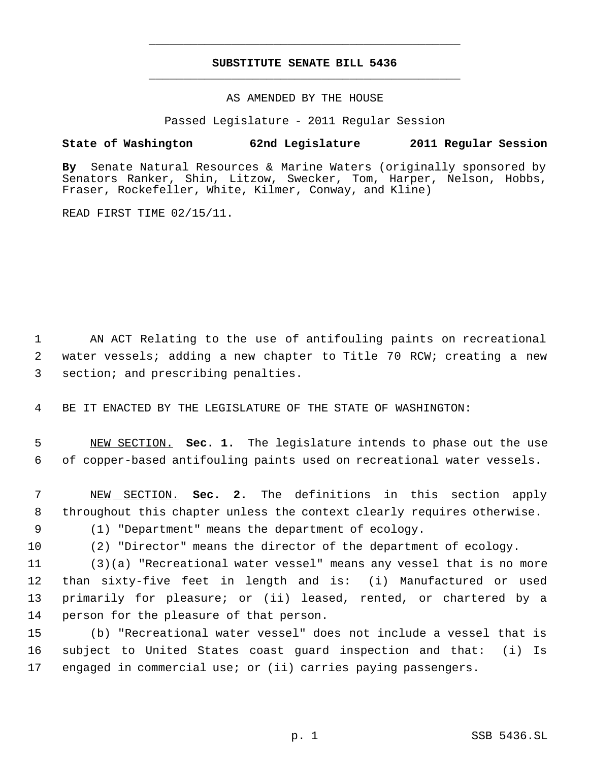# SUBSTITUTE SENATE BILL 5436

AS AMENDED BY THE HOUSE

Passed Legislature - 2011 Regular Session

**State of Washington 62nd Legislature 2011 Regular Session**

**By** Senate Natural Resources & Marine Waters (originally sponsored by Senators Ranker, Shin, Litzow, Swecker, Tom, Harper, Nelson, Hobbs, Fraser, Rockefeller, White, Kilmer, Conway, and Kline)

READ FIRST TIME 02/15/11.

AN ACT Relating to the use of antifouling paints on recreational water vessels; adding a new chapter to Title 70 RCW; creating a new section; and prescribing penalties.

BE IT ENACTED BY THE LEGISLATURE OF THE STATE OF WASHINGTON:

NEW SECTION. **Sec. 1.** The legislature intends to phase out the use of copper-based antifouling paints used on recreational water vessels.

NEW SECTION. **Sec. 2.** The definitions in this section apply throughout this chapter unless the context clearly requires otherwise.

(1) "Department" means the department of ecology.

(2) "Director" means the director of the department of ecology.

(3)(a) "Recreational water vessel" means any vessel that is no more than sixty-five feet in length and is: (i) Manufactured or used primarily for pleasure; or (ii) leased, rented, or chartered by a person for the pleasure of that person.

(b) "Recreational water vessel" does not include a vessel that is subject to United States coast guard inspection and that: (i) Is engaged in commercial use; or (ii) carries paying passengers.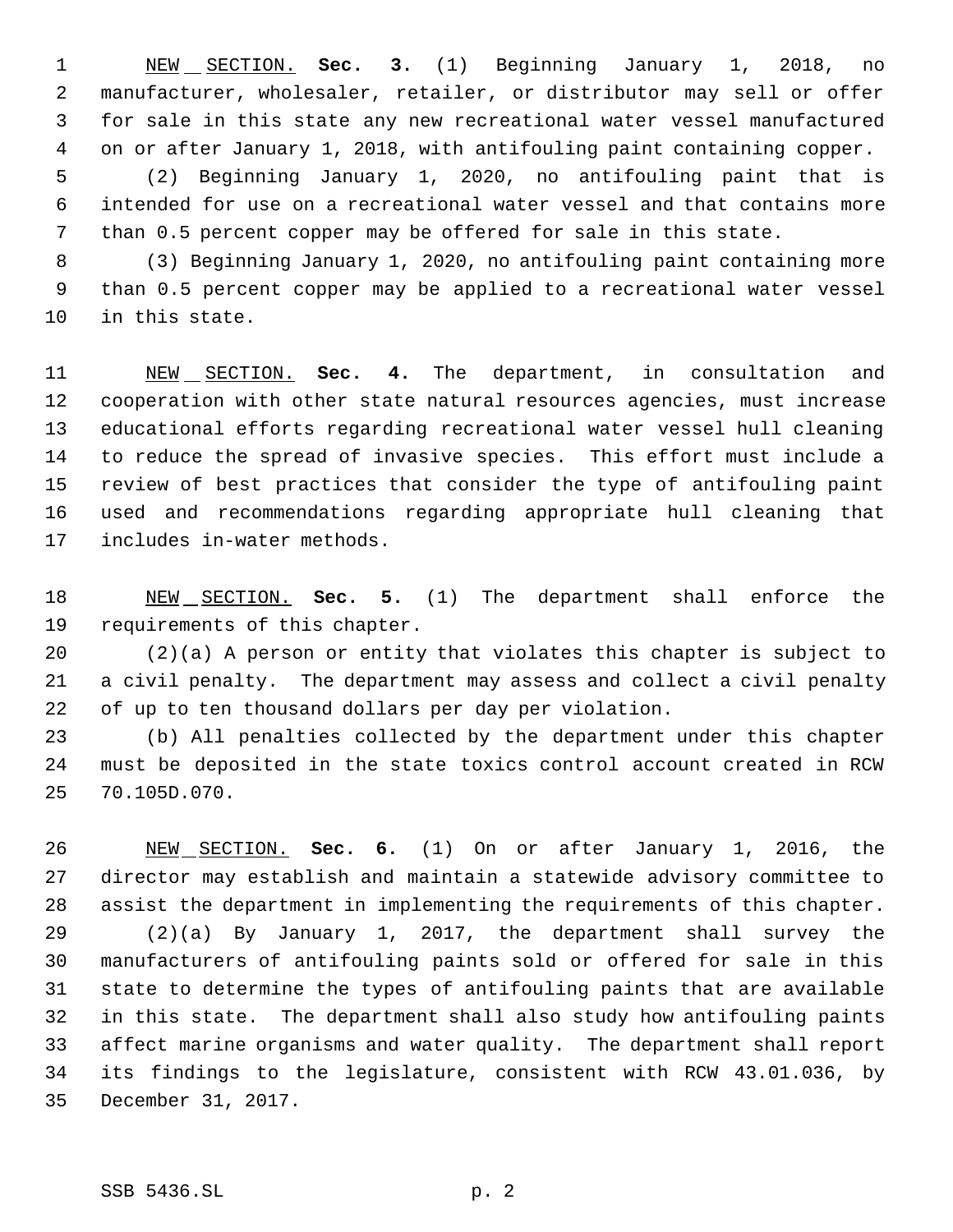<u>NEW SECTION.</u> **Sec. 3.** (1) Beginning January 1, 2018, no manufacturer, wholesaler, retailer, or distributor may sell or offer for sale in this state any new recreational water vessel manufactured on or after January 1, 2018, with antifouling paint containing copper.

(2) Beginning January 1, 2020, no antifouling paint that is intended for use on a recreational water vessel and that contains more than 0.5 percent copper may be offered for sale in this state.

(3) Beginning January 1, 2020, no antifouling paint containing more than 0.5 percent copper may be applied to a recreational water vessel in this state.

<u>NEW SECTION.</u> **Sec. 4.** The department, in consultation and cooperation with other state natural resources agencies, must increase educational efforts regarding recreational water vessel hull cleaning to reduce the spread of invasive species. This effort must include a review of best practices that consider the type of antifouling paint used and recommendations regarding appropriate hull cleaning that includes in-water methods.

<u>NEW SECTION.</u> **Sec. 5.** (1) The department shall enforce the requirements of this chapter.

(2)(a) A person or entity that violates this chapter is subject to a civil penalty. The department may assess and collect a civil penalty of up to ten thousand dollars per day per violation.

(b) All penalties collected by the department under this chapter must be deposited in the state toxics control account created in RCW 70.105D.070.

<u>NEW SECTION.</u> **Sec. 6.** (1) On or after January 1, 2016, the director may establish and maintain a statewide advisory committee to assist the department in implementing the requirements of this chapter.

(2)(a) By January 1, 2017, the department shall survey the manufacturers of antifouling paints sold or offered for sale in this state to determine the types of antifouling paints that are available in this state. The department shall also study how antifouling paints affect marine organisms and water quality. The department shall report its findings to the legislature, consistent with RCW 43.01.036, by December 31, 2017.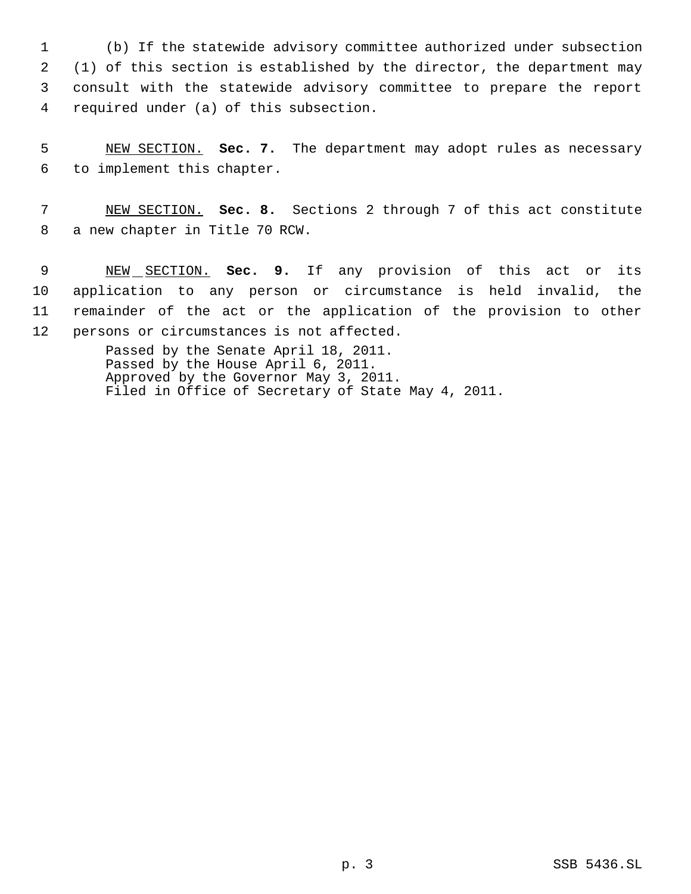(b) If the statewide advisory committee authorized under subsection (1) of this section is established by the director, the department may consult with the statewide advisory committee to prepare the report required under (a) of this subsection.

NEW SECTION. **Sec. 7.** The department may adopt rules as necessary to implement this chapter.

NEW SECTION. **Sec. 8.** Sections 2 through 7 of this act constitute a new chapter in Title 70 RCW.

NEW SECTION. **Sec. 9.** If any provision of this act or its application to any person or circumstance is held invalid, the remainder of the act or the application of the provision to other persons or circumstances is not affected.

Passed by the Senate April 18, 2011.
Passed by the House April 6, 2011.
Approved by the Governor May 3, 2011.
Filed in Office of Secretary of State May 4, 2011.